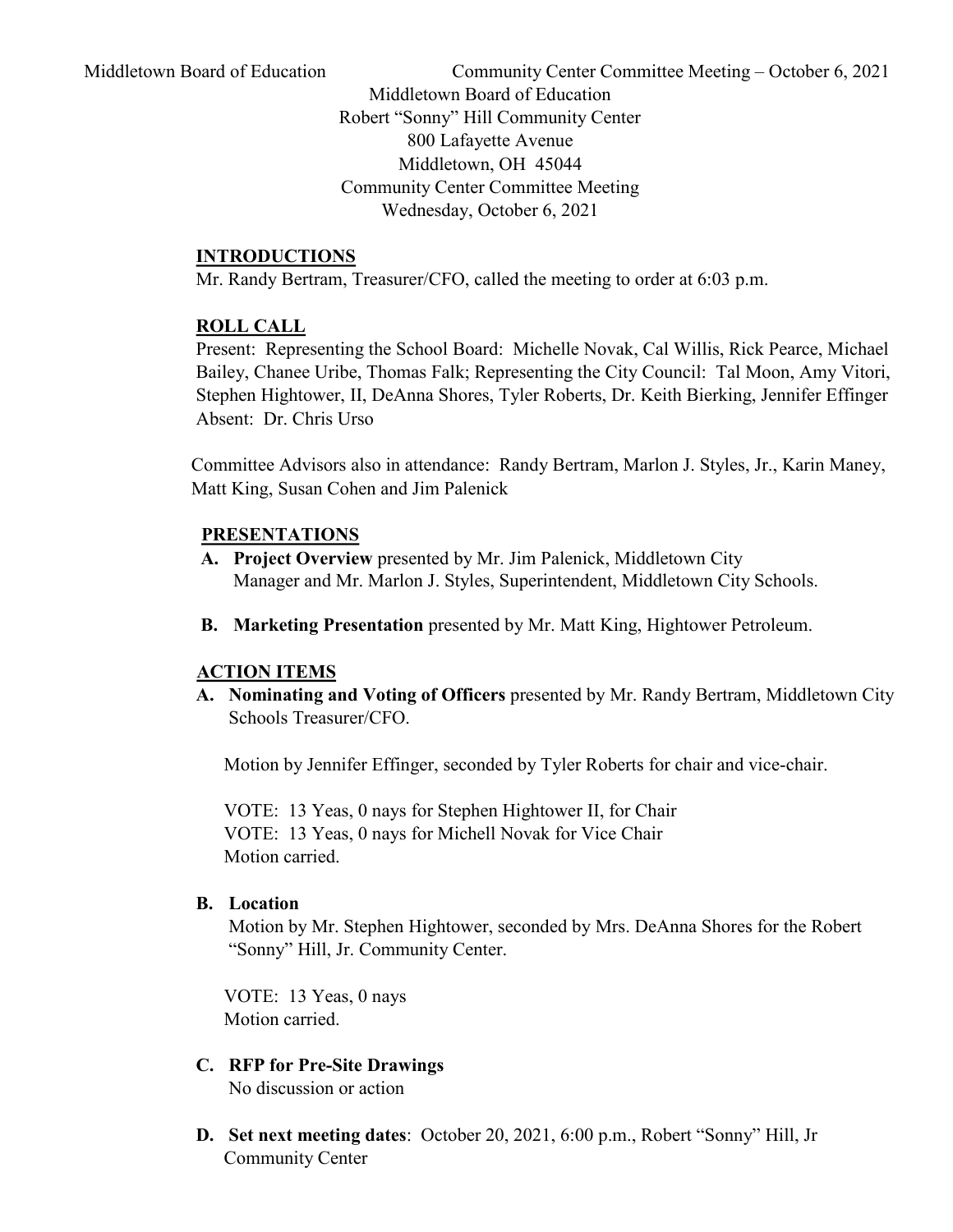Middletown Board of Education
Robert "Sonny" Hill Community Center
800 Lafayette Avenue
Middletown, OH 45044
Community Center Committee Meeting
Wednesday, October 6, 2021

## INTRODUCTIONS

Mr. Randy Bertram, Treasurer/CFO, called the meeting to order at 6:03 p.m.

## ROLL CALL

Present: Representing the School Board: Michelle Novak, Cal Willis, Rick Pearce, Michael Bailey, Chanee Uribe, Thomas Falk; Representing the City Council: Tal Moon, Amy Vitori, Stephen Hightower, II, DeAnna Shores, Tyler Roberts, Dr. Keith Bierking, Jennifer Effinger
Absent: Dr. Chris Urso

Committee Advisors also in attendance: Randy Bertram, Marlon J. Styles, Jr., Karin Maney, Matt King, Susan Cohen and Jim Palenick

## PRESENTATIONS

**A. Project Overview** presented by Mr. Jim Palenick, Middletown City Manager and Mr. Marlon J. Styles, Superintendent, Middletown City Schools.

**B. Marketing Presentation** presented by Mr. Matt King, Hightower Petroleum.

## ACTION ITEMS

**A. Nominating and Voting of Officers** presented by Mr. Randy Bertram, Middletown City Schools Treasurer/CFO.

Motion by Jennifer Effinger, seconded by Tyler Roberts for chair and vice-chair.

VOTE: 13 Yeas, 0 nays for Stephen Hightower II, for Chair
VOTE: 13 Yeas, 0 nays for Michell Novak for Vice Chair
Motion carried.

**B. Location**

Motion by Mr. Stephen Hightower, seconded by Mrs. DeAnna Shores for the Robert "Sonny" Hill, Jr. Community Center.

VOTE: 13 Yeas, 0 nays
Motion carried.

**C. RFP for Pre-Site Drawings**

No discussion or action

**D. Set next meeting dates**: October 20, 2021, 6:00 p.m., Robert "Sonny" Hill, Jr Community Center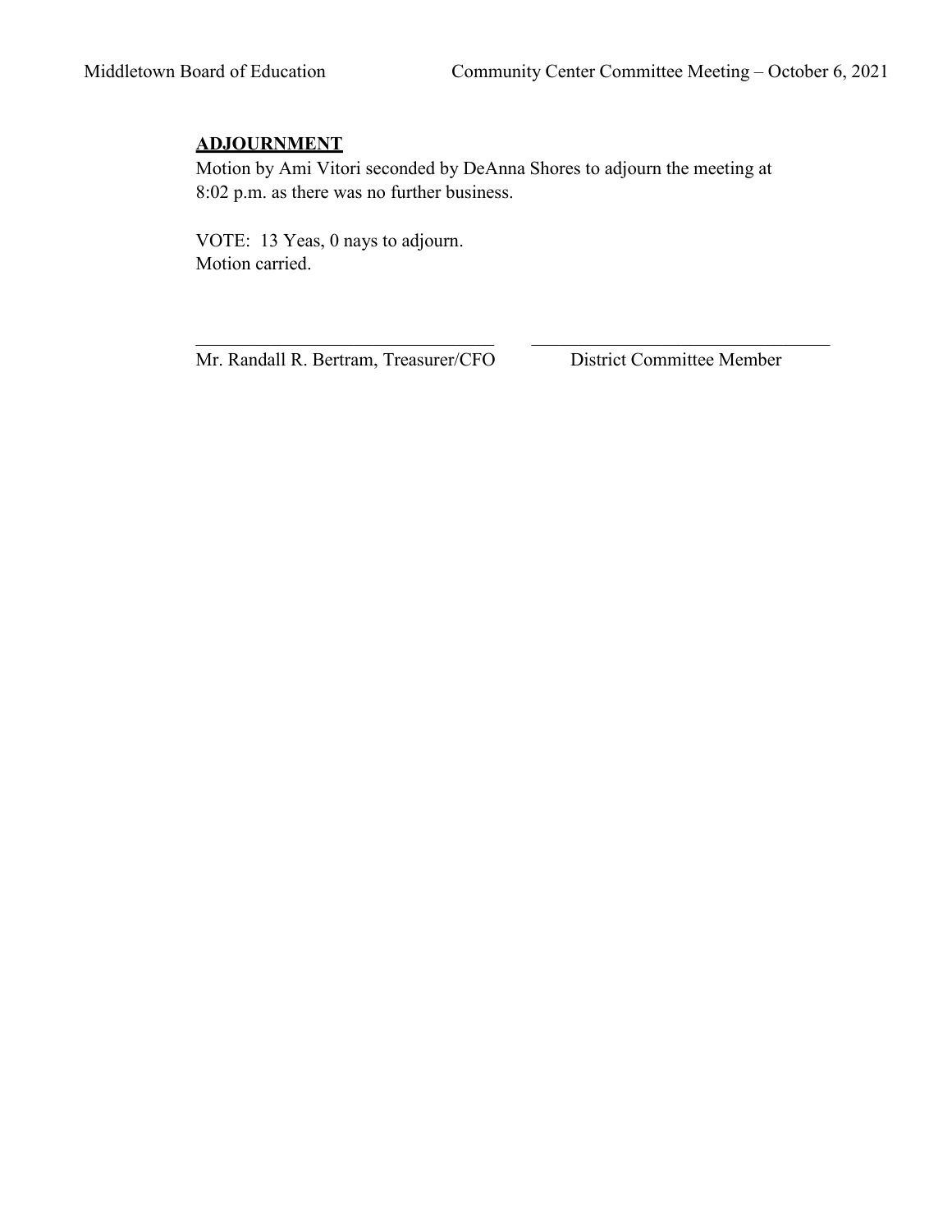## ADJOURNMENT

Motion by Ami Vitori seconded by DeAnna Shores to adjourn the meeting at 8:02 p.m. as there was no further business.

VOTE: 13 Yeas, 0 nays to adjourn.
Motion carried.

| \_\_\_\_\_\_\_\_\_\_\_\_\_\_\_\_\_\_\_\_\_\_\_\_\_\_\_\_\_\_\_\_\_\_ | \_\_\_\_\_\_\_\_\_\_\_\_\_\_\_\_\_\_\_\_\_\_\_\_\_\_\_\_\_\_\_\_\_\_ |
|---|---|
| Mr. Randall R. Bertram, Treasurer/CFO | District Committee Member |